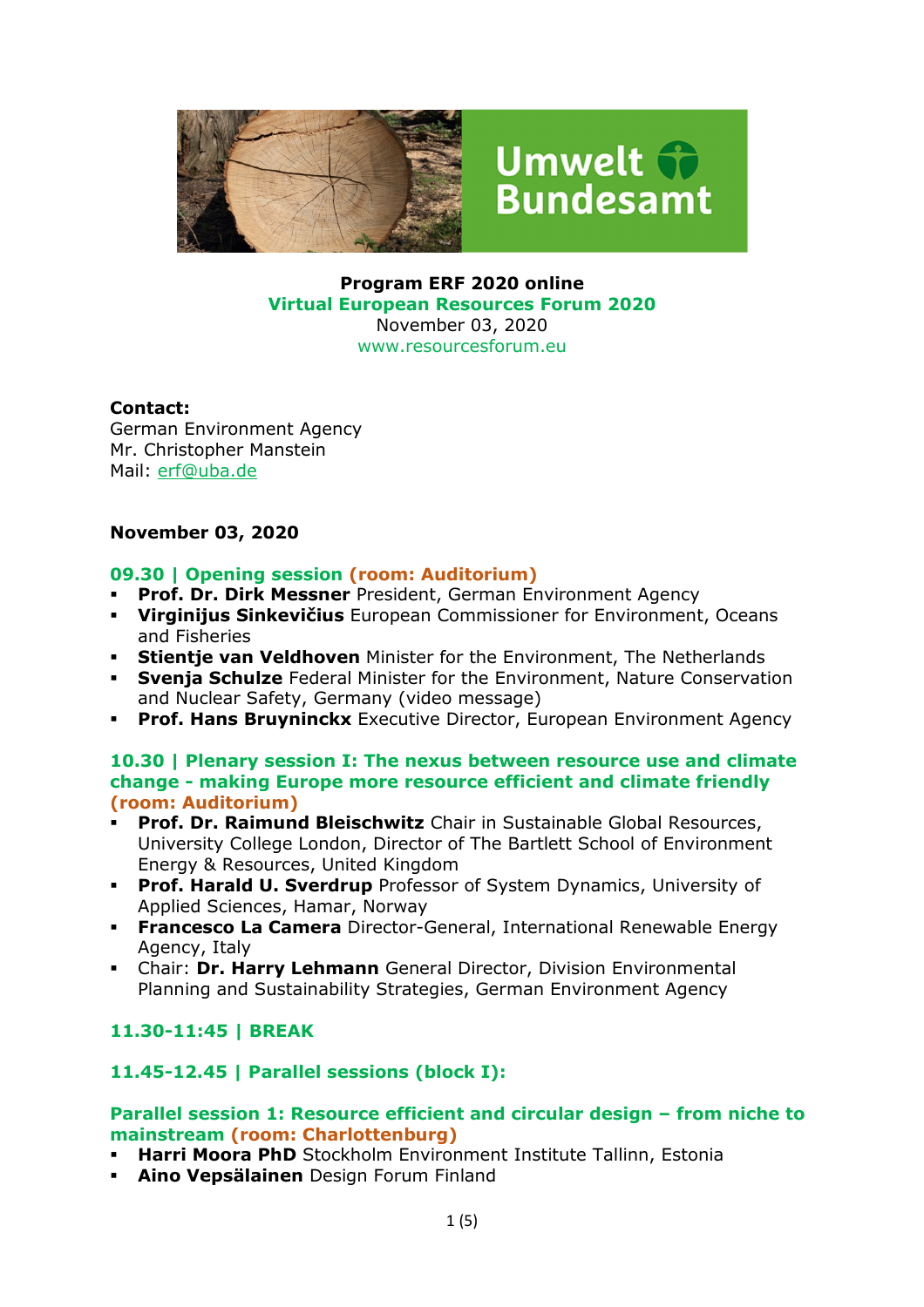**Program ERF 2020 online**

**Virtual European Resources Forum 2020**

November 03, 2020

www.resourcesforum.eu

**Contact:**
German Environment Agency
Mr. Christopher Manstein
Mail: erf@uba.de

**November 03, 2020**

### 09.30 | Opening session (room: Auditorium)

- **Prof. Dr. Dirk Messner** President, German Environment Agency
- **Virginijus Sinkevičius** European Commissioner for Environment, Oceans and Fisheries
- **Stientje van Veldhoven** Minister for the Environment, The Netherlands
- **Svenja Schulze** Federal Minister for the Environment, Nature Conservation and Nuclear Safety, Germany (video message)
- **Prof. Hans Bruyninckx** Executive Director, European Environment Agency

### 10.30 | Plenary session I: The nexus between resource use and climate change - making Europe more resource efficient and climate friendly (room: Auditorium)

- **Prof. Dr. Raimund Bleischwitz** Chair in Sustainable Global Resources, University College London, Director of The Bartlett School of Environment Energy & Resources, United Kingdom
- **Prof. Harald U. Sverdrup** Professor of System Dynamics, University of Applied Sciences, Hamar, Norway
- **Francesco La Camera** Director-General, International Renewable Energy Agency, Italy
- Chair: **Dr. Harry Lehmann** General Director, Division Environmental Planning and Sustainability Strategies, German Environment Agency

### 11.30-11:45 | BREAK

### 11.45-12.45 | Parallel sessions (block I):

### Parallel session 1: Resource efficient and circular design – from niche to mainstream (room: Charlottenburg)

- **Harri Moora PhD** Stockholm Environment Institute Tallinn, Estonia
- **Aino Vepsälainen** Design Forum Finland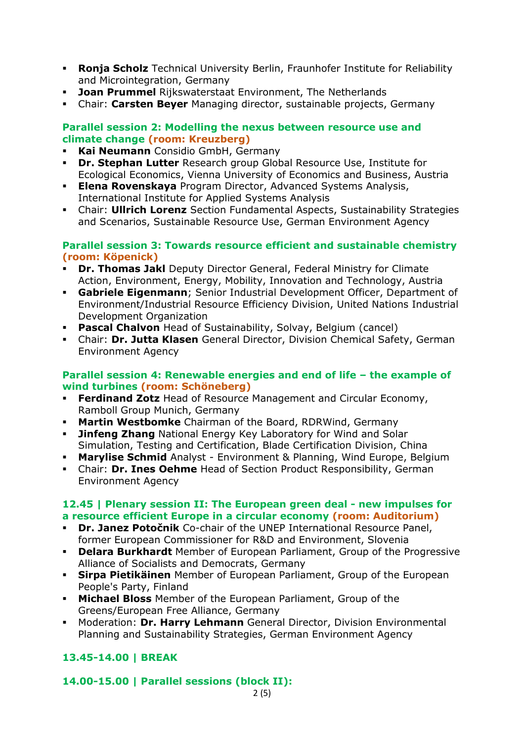- **Ronja Scholz** Technical University Berlin, Fraunhofer Institute for Reliability and Microintegration, Germany
- **Joan Prummel** Rijkswaterstaat Environment, The Netherlands
- Chair: **Carsten Beyer** Managing director, sustainable projects, Germany

### Parallel session 2: Modelling the nexus between resource use and climate change (room: Kreuzberg)

- **Kai Neumann** Considio GmbH, Germany
- **Dr. Stephan Lutter** Research group Global Resource Use, Institute for Ecological Economics, Vienna University of Economics and Business, Austria
- **Elena Rovenskaya** Program Director, Advanced Systems Analysis, International Institute for Applied Systems Analysis
- Chair: **Ullrich Lorenz** Section Fundamental Aspects, Sustainability Strategies and Scenarios, Sustainable Resource Use, German Environment Agency

### Parallel session 3: Towards resource efficient and sustainable chemistry (room: Köpenick)

- **Dr. Thomas Jakl** Deputy Director General, Federal Ministry for Climate Action, Environment, Energy, Mobility, Innovation and Technology, Austria
- **Gabriele Eigenmann**; Senior Industrial Development Officer, Department of Environment/Industrial Resource Efficiency Division, United Nations Industrial Development Organization
- **Pascal Chalvon** Head of Sustainability, Solvay, Belgium (cancel)
- Chair: **Dr. Jutta Klasen** General Director, Division Chemical Safety, German Environment Agency

### Parallel session 4: Renewable energies and end of life – the example of wind turbines (room: Schöneberg)

- **Ferdinand Zotz** Head of Resource Management and Circular Economy, Ramboll Group Munich, Germany
- **Martin Westbomke** Chairman of the Board, RDRWind, Germany
- **Jinfeng Zhang** National Energy Key Laboratory for Wind and Solar Simulation, Testing and Certification, Blade Certification Division, China
- **Marylise Schmid** Analyst - Environment & Planning, Wind Europe, Belgium
- Chair: **Dr. Ines Oehme** Head of Section Product Responsibility, German Environment Agency

### 12.45 | Plenary session II: The European green deal - new impulses for a resource efficient Europe in a circular economy (room: Auditorium)

- **Dr. Janez Potočnik** Co-chair of the UNEP International Resource Panel, former European Commissioner for R&D and Environment, Slovenia
- **Delara Burkhardt** Member of European Parliament, Group of the Progressive Alliance of Socialists and Democrats, Germany
- **Sirpa Pietikäinen** Member of European Parliament, Group of the European People's Party, Finland
- **Michael Bloss** Member of the European Parliament, Group of the Greens/European Free Alliance, Germany
- Moderation: **Dr. Harry Lehmann** General Director, Division Environmental Planning and Sustainability Strategies, German Environment Agency

### 13.45-14.00 | BREAK

### 14.00-15.00 | Parallel sessions (block II):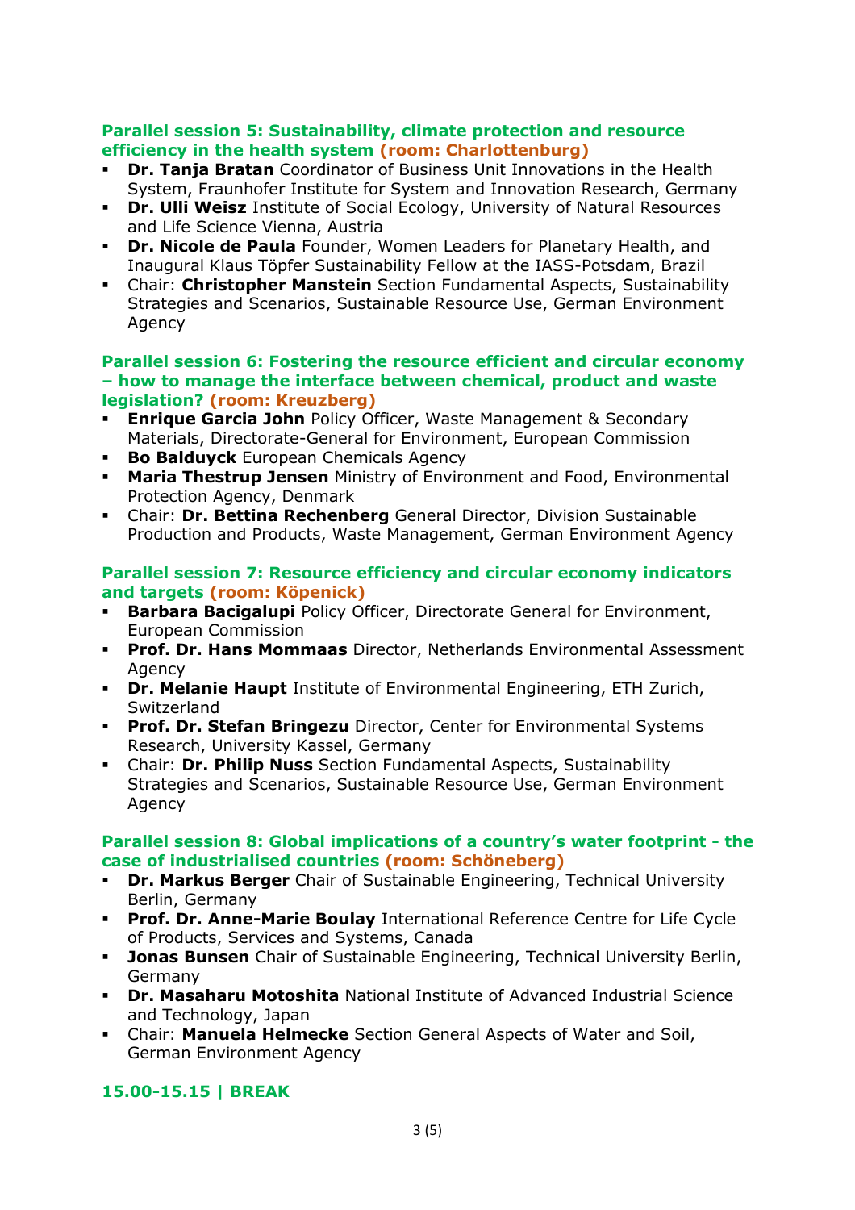### Parallel session 5: Sustainability, climate protection and resource efficiency in the health system (room: Charlottenburg)

- **Dr. Tanja Bratan** Coordinator of Business Unit Innovations in the Health System, Fraunhofer Institute for System and Innovation Research, Germany
- **Dr. Ulli Weisz** Institute of Social Ecology, University of Natural Resources and Life Science Vienna, Austria
- **Dr. Nicole de Paula** Founder, Women Leaders for Planetary Health, and Inaugural Klaus Töpfer Sustainability Fellow at the IASS-Potsdam, Brazil
- Chair: **Christopher Manstein** Section Fundamental Aspects, Sustainability Strategies and Scenarios, Sustainable Resource Use, German Environment Agency

### Parallel session 6: Fostering the resource efficient and circular economy – how to manage the interface between chemical, product and waste legislation? (room: Kreuzberg)

- **Enrique Garcia John** Policy Officer, Waste Management & Secondary Materials, Directorate-General for Environment, European Commission
- **Bo Balduyck** European Chemicals Agency
- **Maria Thestrup Jensen** Ministry of Environment and Food, Environmental Protection Agency, Denmark
- Chair: **Dr. Bettina Rechenberg** General Director, Division Sustainable Production and Products, Waste Management, German Environment Agency

### Parallel session 7: Resource efficiency and circular economy indicators and targets (room: Köpenick)

- **Barbara Bacigalupi** Policy Officer, Directorate General for Environment, European Commission
- **Prof. Dr. Hans Mommaas** Director, Netherlands Environmental Assessment Agency
- **Dr. Melanie Haupt** Institute of Environmental Engineering, ETH Zurich, Switzerland
- **Prof. Dr. Stefan Bringezu** Director, Center for Environmental Systems Research, University Kassel, Germany
- Chair: **Dr. Philip Nuss** Section Fundamental Aspects, Sustainability Strategies and Scenarios, Sustainable Resource Use, German Environment Agency

### Parallel session 8: Global implications of a country's water footprint - the case of industrialised countries (room: Schöneberg)

- **Dr. Markus Berger** Chair of Sustainable Engineering, Technical University Berlin, Germany
- **Prof. Dr. Anne-Marie Boulay** International Reference Centre for Life Cycle of Products, Services and Systems, Canada
- **Jonas Bunsen** Chair of Sustainable Engineering, Technical University Berlin, Germany
- **Dr. Masaharu Motoshita** National Institute of Advanced Industrial Science and Technology, Japan
- Chair: **Manuela Helmecke** Section General Aspects of Water and Soil, German Environment Agency

### 15.00-15.15 | BREAK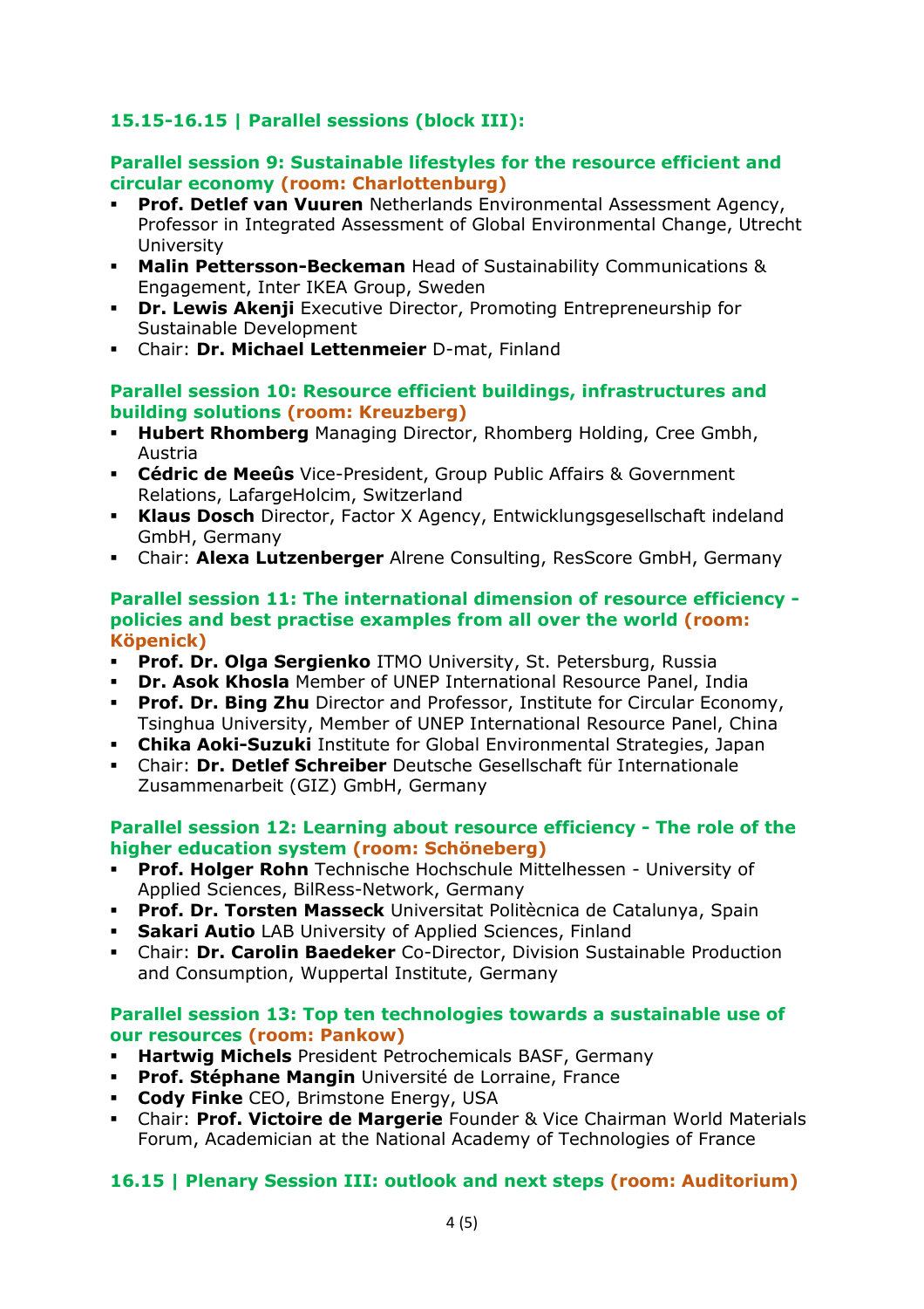### 15.15-16.15 | Parallel sessions (block III):

**Parallel session 9: Sustainable lifestyles for the resource efficient and circular economy (room: Charlottenburg)**

- **Prof. Detlef van Vuuren** Netherlands Environmental Assessment Agency, Professor in Integrated Assessment of Global Environmental Change, Utrecht University
- **Malin Pettersson-Beckeman** Head of Sustainability Communications & Engagement, Inter IKEA Group, Sweden
- **Dr. Lewis Akenji** Executive Director, Promoting Entrepreneurship for Sustainable Development
- Chair: **Dr. Michael Lettenmeier** D-mat, Finland

**Parallel session 10: Resource efficient buildings, infrastructures and building solutions (room: Kreuzberg)**

- **Hubert Rhomberg** Managing Director, Rhomberg Holding, Cree Gmbh, Austria
- **Cédric de Meeûs** Vice-President, Group Public Affairs & Government Relations, LafargeHolcim, Switzerland
- **Klaus Dosch** Director, Factor X Agency, Entwicklungsgesellschaft indeland GmbH, Germany
- Chair: **Alexa Lutzenberger** Alrene Consulting, ResScore GmbH, Germany

**Parallel session 11: The international dimension of resource efficiency - policies and best practise examples from all over the world (room: Köpenick)**

- **Prof. Dr. Olga Sergienko** ITMO University, St. Petersburg, Russia
- **Dr. Asok Khosla** Member of UNEP International Resource Panel, India
- **Prof. Dr. Bing Zhu** Director and Professor, Institute for Circular Economy, Tsinghua University, Member of UNEP International Resource Panel, China
- **Chika Aoki-Suzuki** Institute for Global Environmental Strategies, Japan
- Chair: **Dr. Detlef Schreiber** Deutsche Gesellschaft für Internationale Zusammenarbeit (GIZ) GmbH, Germany

**Parallel session 12: Learning about resource efficiency - The role of the higher education system (room: Schöneberg)**

- **Prof. Holger Rohn** Technische Hochschule Mittelhessen - University of Applied Sciences, BilRess-Network, Germany
- **Prof. Dr. Torsten Masseck** Universitat Politècnica de Catalunya, Spain
- **Sakari Autio** LAB University of Applied Sciences, Finland
- Chair: **Dr. Carolin Baedeker** Co-Director, Division Sustainable Production and Consumption, Wuppertal Institute, Germany

**Parallel session 13: Top ten technologies towards a sustainable use of our resources (room: Pankow)**

- **Hartwig Michels** President Petrochemicals BASF, Germany
- **Prof. Stéphane Mangin** Université de Lorraine, France
- **Cody Finke** CEO, Brimstone Energy, USA
- Chair: **Prof. Victoire de Margerie** Founder & Vice Chairman World Materials Forum, Academician at the National Academy of Technologies of France

### 16.15 | Plenary Session III: outlook and next steps (room: Auditorium)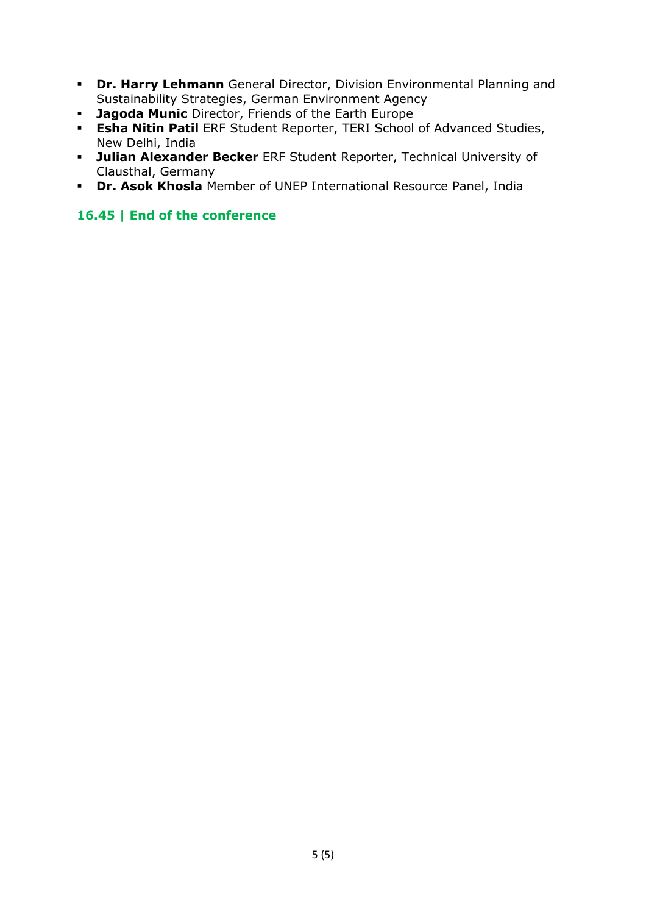- **Dr. Harry Lehmann** General Director, Division Environmental Planning and Sustainability Strategies, German Environment Agency
- **Jagoda Munic** Director, Friends of the Earth Europe
- **Esha Nitin Patil** ERF Student Reporter, TERI School of Advanced Studies, New Delhi, India
- **Julian Alexander Becker** ERF Student Reporter, Technical University of Clausthal, Germany
- **Dr. Asok Khosla** Member of UNEP International Resource Panel, India

**16.45 | End of the conference**